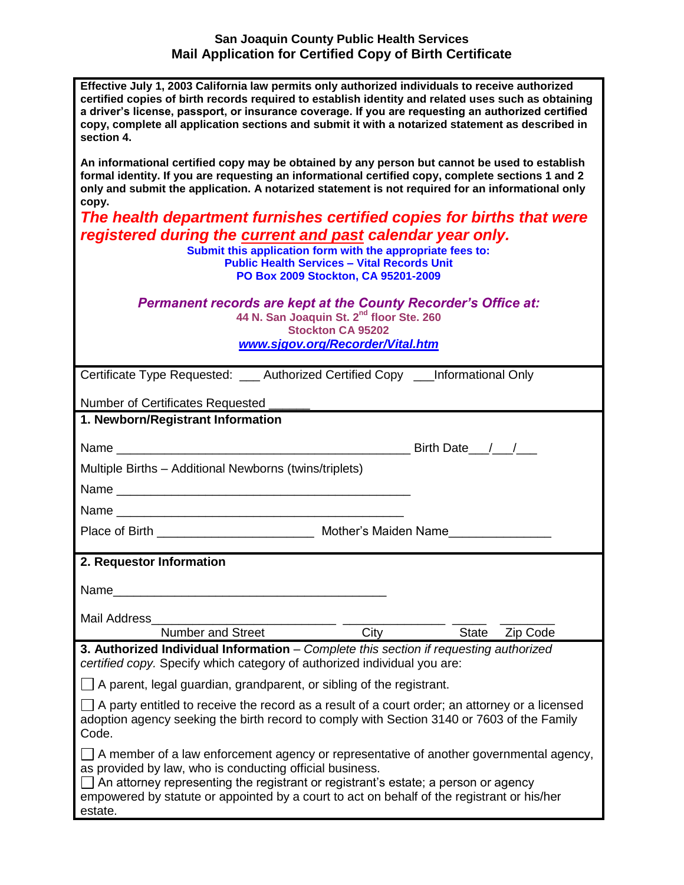# San Joaquin County Public Health Services
## Mail Application for Certified Copy of Birth Certificate

**Effective July 1, 2003 California law permits only authorized individuals to receive authorized certified copies of birth records required to establish identity and related uses such as obtaining a driver's license, passport, or insurance coverage. If you are requesting an authorized certified copy, complete all application sections and submit it with a notarized statement as described in section 4.**

**An informational certified copy may be obtained by any person but cannot be used to establish formal identity. If you are requesting an informational certified copy, complete sections 1 and 2 only and submit the application. A notarized statement is not required for an informational only copy.**

***The health department furnishes certified copies for births that were registered during the current and past calendar year only.***

**Submit this application form with the appropriate fees to:**
**Public Health Services – Vital Records Unit**
**PO Box 2009 Stockton, CA 95201-2009**

***Permanent records are kept at the County Recorder's Office at:***
**44 N. San Joaquin St. 2nd floor Ste. 260**
**Stockton CA 95202**
**www.sjgov.org/Recorder/Vital.htm**

Certificate Type Requested: ___ Authorized Certified Copy ___Informational Only

Number of Certificates Requested ______

### 1. Newborn/Registrant Information

Name ____________________________________________ Birth Date___/___/___

Multiple Births – Additional Newborns (twins/triplets)

Name ____________________________________________

Name ____________________________________________

Place of Birth ______________________ Mother's Maiden Name______________

### 2. Requestor Information

Name________________________________________

Mail Address___________________________ _______________ _____ ________
Number and Street — City — State — Zip Code

### 3. Authorized Individual Information

– *Complete this section if requesting authorized certified copy.* Specify which category of authorized individual you are:

☐ A parent, legal guardian, grandparent, or sibling of the registrant.

☐ A party entitled to receive the record as a result of a court order; an attorney or a licensed adoption agency seeking the birth record to comply with Section 3140 or 7603 of the Family Code.

☐ A member of a law enforcement agency or representative of another governmental agency, as provided by law, who is conducting official business.

☐ An attorney representing the registrant or registrant's estate; a person or agency empowered by statute or appointed by a court to act on behalf of the registrant or his/her estate.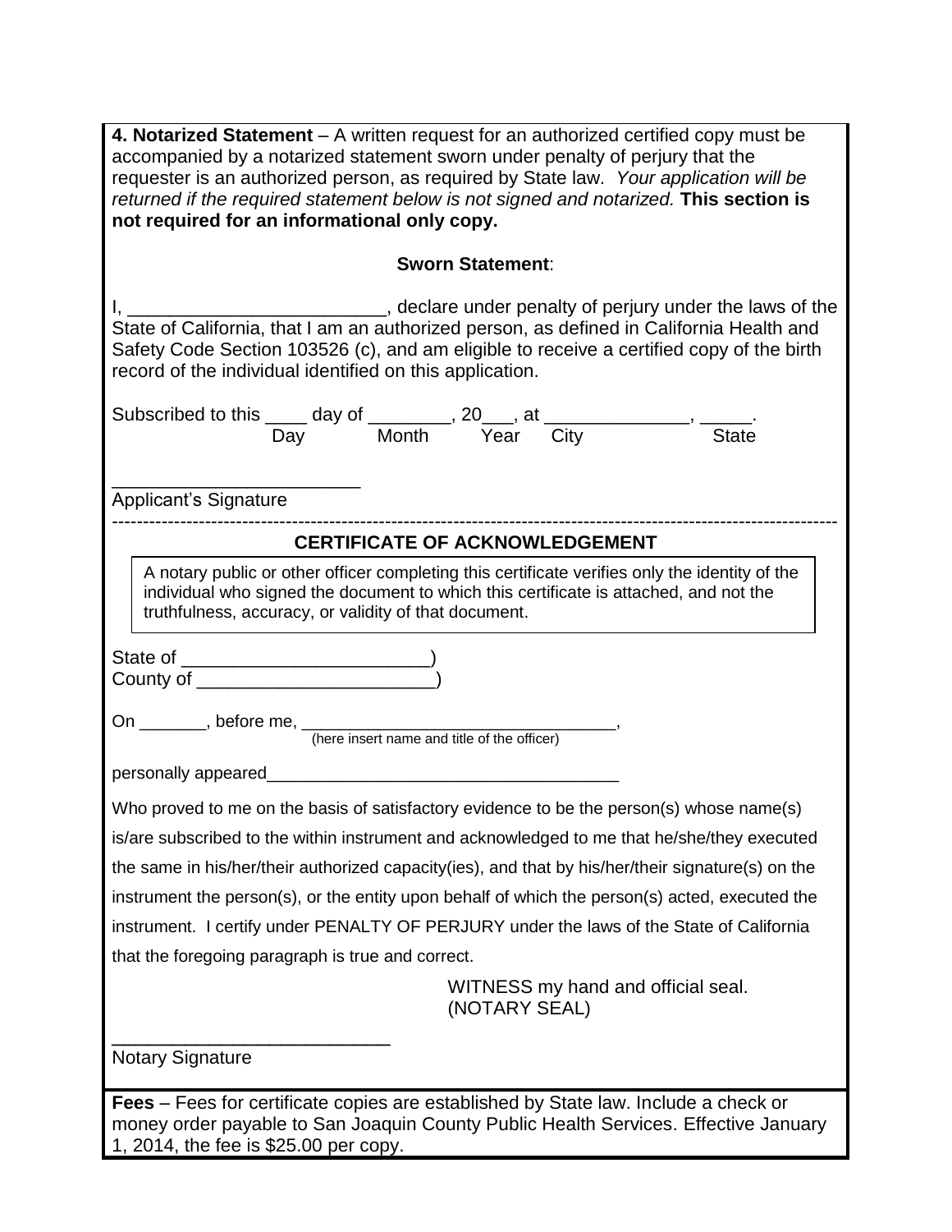**4. Notarized Statement** – A written request for an authorized certified copy must be accompanied by a notarized statement sworn under penalty of perjury that the requester is an authorized person, as required by State law. *Your application will be returned if the required statement below is not signed and notarized.* **This section is not required for an informational only copy.**

**Sworn Statement**:

I, _________________________, declare under penalty of perjury under the laws of the State of California, that I am an authorized person, as defined in California Health and Safety Code Section 103526 (c), and am eligible to receive a certified copy of the birth record of the individual identified on this application.

Subscribed to this ____ day of ________, 20___, at ______________, _____.
Day Month Year City State

________________________
Applicant's Signature

---

**CERTIFICATE OF ACKNOWLEDGEMENT**

A notary public or other officer completing this certificate verifies only the identity of the individual who signed the document to which this certificate is attached, and not the truthfulness, accuracy, or validity of that document.

State of ________________________)
County of _______________________)

On _______, before me, _________________________________,
(here insert name and title of the officer)

personally appeared____________________________________

Who proved to me on the basis of satisfactory evidence to be the person(s) whose name(s) is/are subscribed to the within instrument and acknowledged to me that he/she/they executed the same in his/her/their authorized capacity(ies), and that by his/her/their signature(s) on the instrument the person(s), or the entity upon behalf of which the person(s) acted, executed the instrument. I certify under PENALTY OF PERJURY under the laws of the State of California that the foregoing paragraph is true and correct.

WITNESS my hand and official seal.
(NOTARY SEAL)

___________________________
Notary Signature

**Fees** – Fees for certificate copies are established by State law. Include a check or money order payable to San Joaquin County Public Health Services. Effective January 1, 2014, the fee is $25.00 per copy.